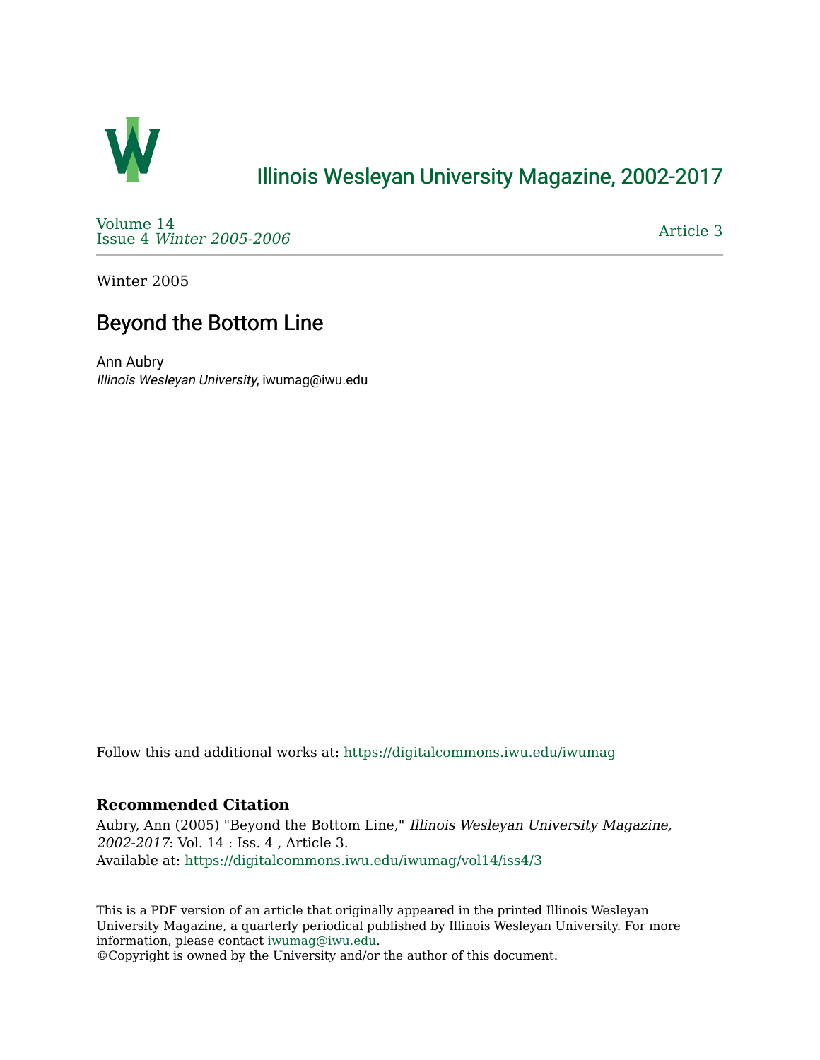Illinois Wesleyan University Magazine, 2002-2017

Volume 14
Issue 4 *Winter 2005-2006*

Article 3

Winter 2005

# Beyond the Bottom Line

Ann Aubry
*Illinois Wesleyan University*, iwumag@iwu.edu

Follow this and additional works at: https://digitalcommons.iwu.edu/iwumag

### Recommended Citation

Aubry, Ann (2005) "Beyond the Bottom Line," *Illinois Wesleyan University Magazine, 2002-2017*: Vol. 14 : Iss. 4 , Article 3.
Available at: https://digitalcommons.iwu.edu/iwumag/vol14/iss4/3

This is a PDF version of an article that originally appeared in the printed Illinois Wesleyan University Magazine, a quarterly periodical published by Illinois Wesleyan University. For more information, please contact iwumag@iwu.edu.
©Copyright is owned by the University and/or the author of this document.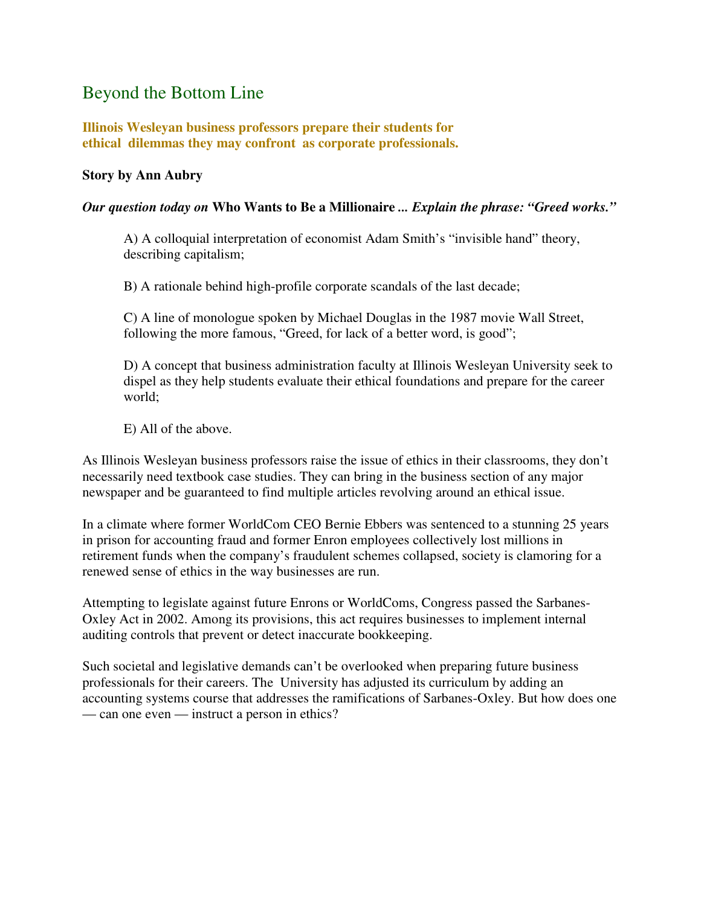# Beyond the Bottom Line

**Illinois Wesleyan business professors prepare their students for ethical dilemmas they may confront as corporate professionals.**

**Story by Ann Aubry**

***Our question today on* Who Wants to Be a Millionaire *... Explain the phrase: "Greed works."***

A) A colloquial interpretation of economist Adam Smith's "invisible hand" theory, describing capitalism;

B) A rationale behind high-profile corporate scandals of the last decade;

C) A line of monologue spoken by Michael Douglas in the 1987 movie Wall Street, following the more famous, "Greed, for lack of a better word, is good";

D) A concept that business administration faculty at Illinois Wesleyan University seek to dispel as they help students evaluate their ethical foundations and prepare for the career world;

E) All of the above.

As Illinois Wesleyan business professors raise the issue of ethics in their classrooms, they don't necessarily need textbook case studies. They can bring in the business section of any major newspaper and be guaranteed to find multiple articles revolving around an ethical issue.

In a climate where former WorldCom CEO Bernie Ebbers was sentenced to a stunning 25 years in prison for accounting fraud and former Enron employees collectively lost millions in retirement funds when the company's fraudulent schemes collapsed, society is clamoring for a renewed sense of ethics in the way businesses are run.

Attempting to legislate against future Enrons or WorldComs, Congress passed the Sarbanes-Oxley Act in 2002. Among its provisions, this act requires businesses to implement internal auditing controls that prevent or detect inaccurate bookkeeping.

Such societal and legislative demands can't be overlooked when preparing future business professionals for their careers. The University has adjusted its curriculum by adding an accounting systems course that addresses the ramifications of Sarbanes-Oxley. But how does one — can one even — instruct a person in ethics?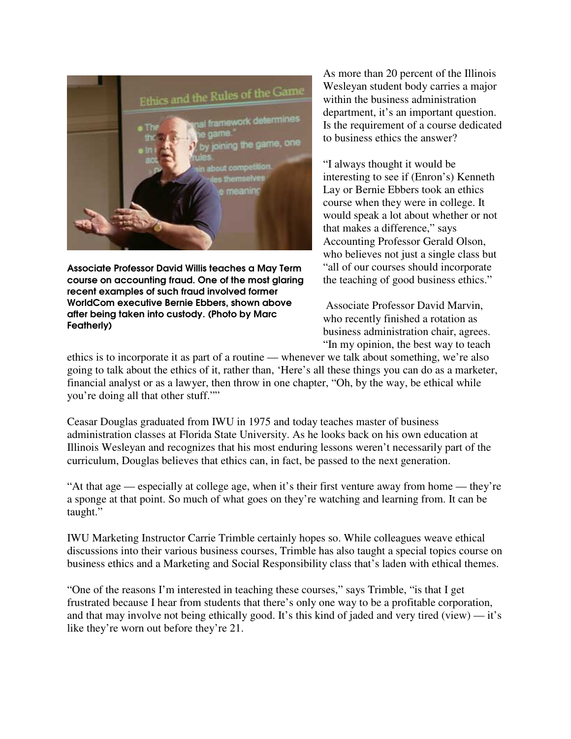Associate Professor David Willis teaches a May Term course on accounting fraud. One of the most glaring recent examples of such fraud involved former WorldCom executive Bernie Ebbers, shown above after being taken into custody. (Photo by Marc Featherly)

As more than 20 percent of the Illinois Wesleyan student body carries a major within the business administration department, it's an important question. Is the requirement of a course dedicated to business ethics the answer?

"I always thought it would be interesting to see if (Enron's) Kenneth Lay or Bernie Ebbers took an ethics course when they were in college. It would speak a lot about whether or not that makes a difference," says Accounting Professor Gerald Olson, who believes not just a single class but "all of our courses should incorporate the teaching of good business ethics."

Associate Professor David Marvin, who recently finished a rotation as business administration chair, agrees. "In my opinion, the best way to teach ethics is to incorporate it as part of a routine — whenever we talk about something, we're also going to talk about the ethics of it, rather than, 'Here's all these things you can do as a marketer, financial analyst or as a lawyer, then throw in one chapter, "Oh, by the way, be ethical while you're doing all that other stuff."'"

Ceasar Douglas graduated from IWU in 1975 and today teaches master of business administration classes at Florida State University. As he looks back on his own education at Illinois Wesleyan and recognizes that his most enduring lessons weren't necessarily part of the curriculum, Douglas believes that ethics can, in fact, be passed to the next generation.

"At that age — especially at college age, when it's their first venture away from home — they're a sponge at that point. So much of what goes on they're watching and learning from. It can be taught."

IWU Marketing Instructor Carrie Trimble certainly hopes so. While colleagues weave ethical discussions into their various business courses, Trimble has also taught a special topics course on business ethics and a Marketing and Social Responsibility class that's laden with ethical themes.

"One of the reasons I'm interested in teaching these courses," says Trimble, "is that I get frustrated because I hear from students that there's only one way to be a profitable corporation, and that may involve not being ethically good. It's this kind of jaded and very tired (view) — it's like they're worn out before they're 21.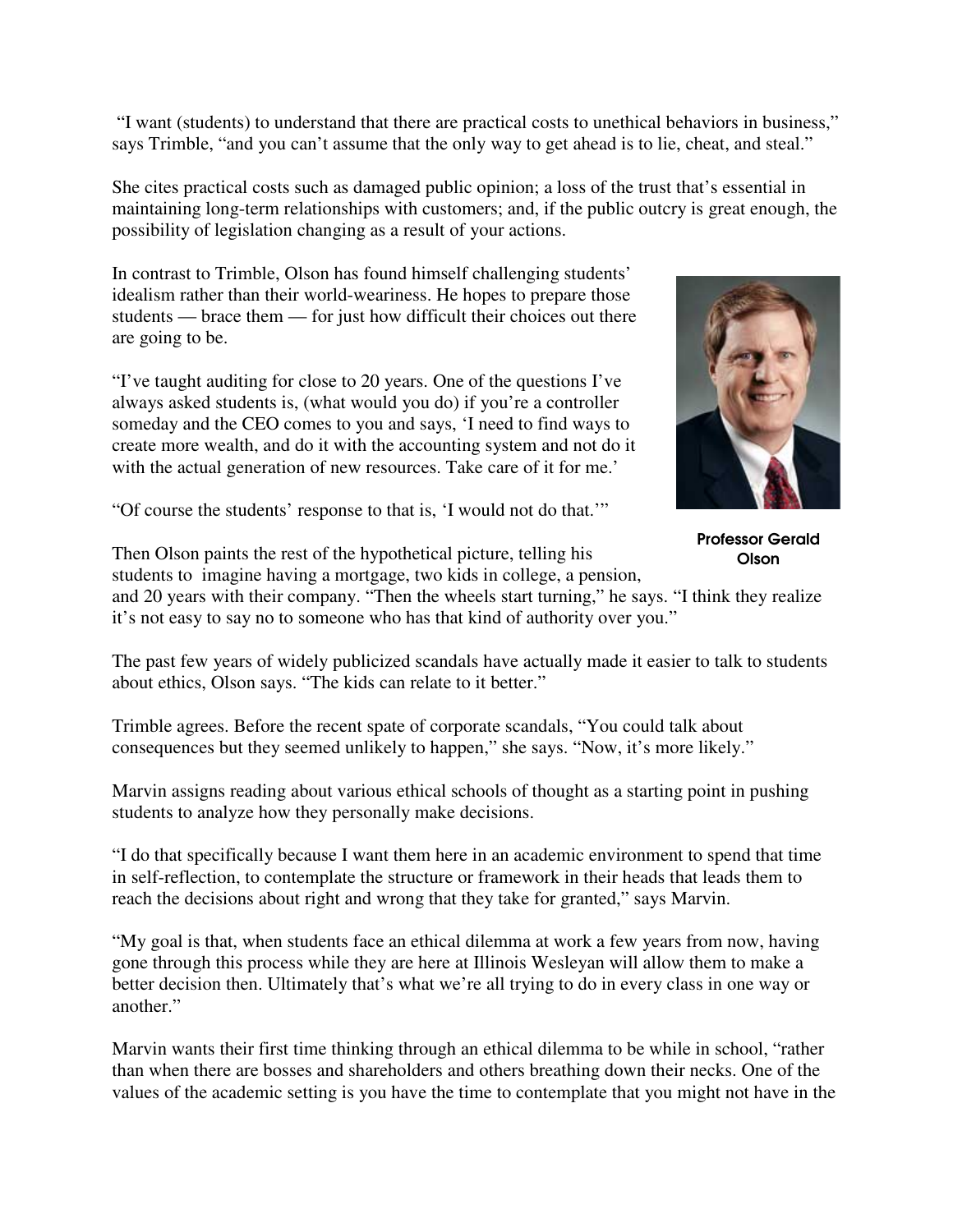"I want (students) to understand that there are practical costs to unethical behaviors in business," says Trimble, "and you can't assume that the only way to get ahead is to lie, cheat, and steal."

She cites practical costs such as damaged public opinion; a loss of the trust that's essential in maintaining long-term relationships with customers; and, if the public outcry is great enough, the possibility of legislation changing as a result of your actions.

In contrast to Trimble, Olson has found himself challenging students' idealism rather than their world-weariness. He hopes to prepare those students — brace them — for just how difficult their choices out there are going to be.

"I've taught auditing for close to 20 years. One of the questions I've always asked students is, (what would you do) if you're a controller someday and the CEO comes to you and says, 'I need to find ways to create more wealth, and do it with the accounting system and not do it with the actual generation of new resources. Take care of it for me.'

"Of course the students' response to that is, 'I would not do that.'"

Professor Gerald Olson

Then Olson paints the rest of the hypothetical picture, telling his students to imagine having a mortgage, two kids in college, a pension, and 20 years with their company. "Then the wheels start turning," he says. "I think they realize it's not easy to say no to someone who has that kind of authority over you."

The past few years of widely publicized scandals have actually made it easier to talk to students about ethics, Olson says. "The kids can relate to it better."

Trimble agrees. Before the recent spate of corporate scandals, "You could talk about consequences but they seemed unlikely to happen," she says. "Now, it's more likely."

Marvin assigns reading about various ethical schools of thought as a starting point in pushing students to analyze how they personally make decisions.

"I do that specifically because I want them here in an academic environment to spend that time in self-reflection, to contemplate the structure or framework in their heads that leads them to reach the decisions about right and wrong that they take for granted," says Marvin.

"My goal is that, when students face an ethical dilemma at work a few years from now, having gone through this process while they are here at Illinois Wesleyan will allow them to make a better decision then. Ultimately that's what we're all trying to do in every class in one way or another."

Marvin wants their first time thinking through an ethical dilemma to be while in school, "rather than when there are bosses and shareholders and others breathing down their necks. One of the values of the academic setting is you have the time to contemplate that you might not have in the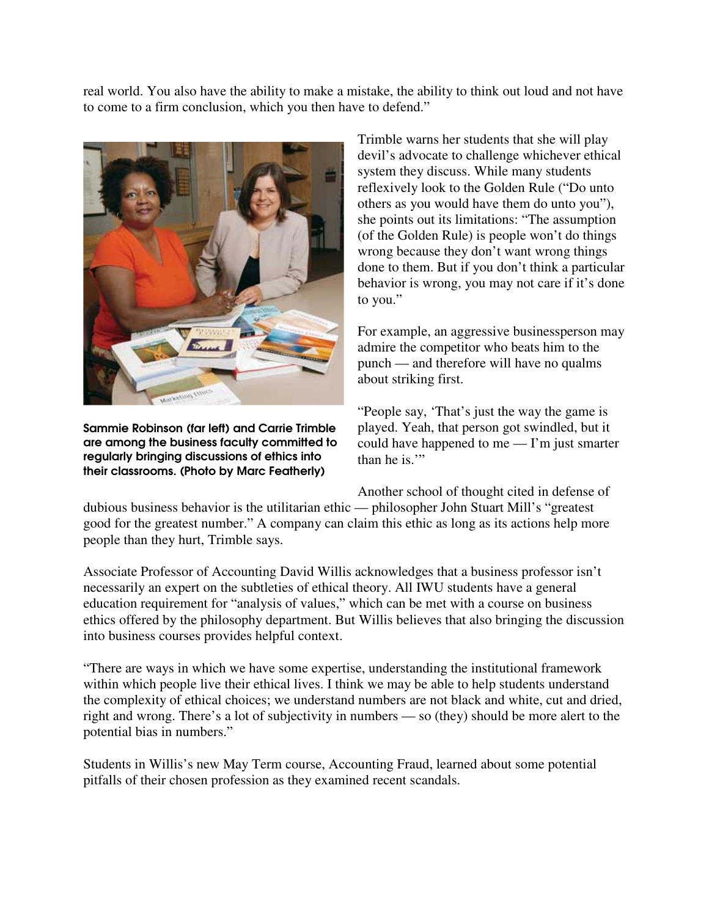real world. You also have the ability to make a mistake, the ability to think out loud and not have to come to a firm conclusion, which you then have to defend."

Sammie Robinson (far left) and Carrie Trimble are among the business faculty committed to regularly bringing discussions of ethics into their classrooms. (Photo by Marc Featherly)

Trimble warns her students that she will play devil's advocate to challenge whichever ethical system they discuss. While many students reflexively look to the Golden Rule ("Do unto others as you would have them do unto you"), she points out its limitations: "The assumption (of the Golden Rule) is people won't do things wrong because they don't want wrong things done to them. But if you don't think a particular behavior is wrong, you may not care if it's done to you."

For example, an aggressive businessperson may admire the competitor who beats him to the punch — and therefore will have no qualms about striking first.

"People say, 'That's just the way the game is played. Yeah, that person got swindled, but it could have happened to me — I'm just smarter than he is.'"

Another school of thought cited in defense of dubious business behavior is the utilitarian ethic — philosopher John Stuart Mill's "greatest good for the greatest number." A company can claim this ethic as long as its actions help more people than they hurt, Trimble says.

Associate Professor of Accounting David Willis acknowledges that a business professor isn't necessarily an expert on the subtleties of ethical theory. All IWU students have a general education requirement for "analysis of values," which can be met with a course on business ethics offered by the philosophy department. But Willis believes that also bringing the discussion into business courses provides helpful context.

"There are ways in which we have some expertise, understanding the institutional framework within which people live their ethical lives. I think we may be able to help students understand the complexity of ethical choices; we understand numbers are not black and white, cut and dried, right and wrong. There's a lot of subjectivity in numbers — so (they) should be more alert to the potential bias in numbers."

Students in Willis's new May Term course, Accounting Fraud, learned about some potential pitfalls of their chosen profession as they examined recent scandals.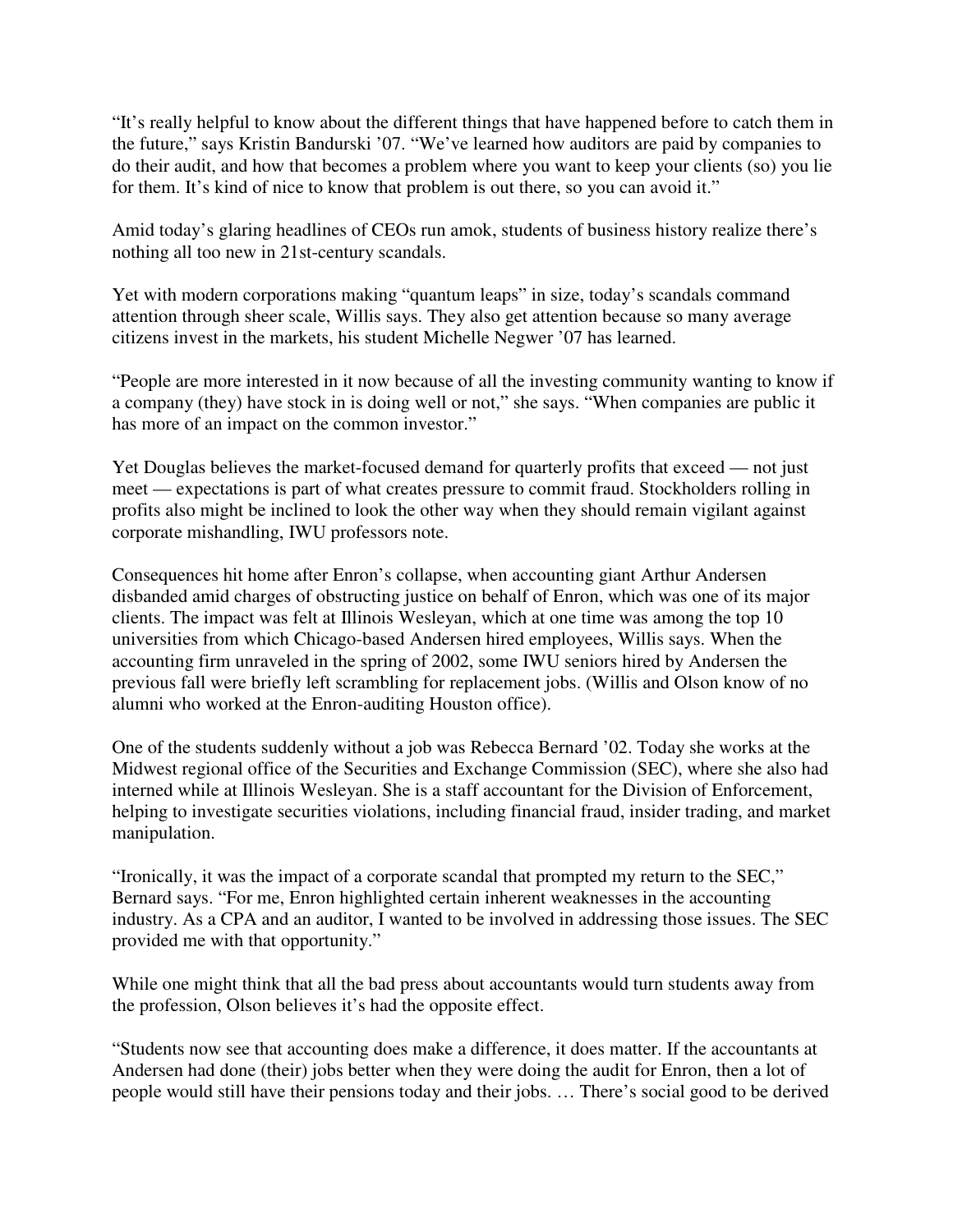"It's really helpful to know about the different things that have happened before to catch them in the future," says Kristin Bandurski '07. "We've learned how auditors are paid by companies to do their audit, and how that becomes a problem where you want to keep your clients (so) you lie for them. It's kind of nice to know that problem is out there, so you can avoid it."

Amid today's glaring headlines of CEOs run amok, students of business history realize there's nothing all too new in 21st-century scandals.

Yet with modern corporations making "quantum leaps" in size, today's scandals command attention through sheer scale, Willis says. They also get attention because so many average citizens invest in the markets, his student Michelle Negwer '07 has learned.

"People are more interested in it now because of all the investing community wanting to know if a company (they) have stock in is doing well or not," she says. "When companies are public it has more of an impact on the common investor."

Yet Douglas believes the market-focused demand for quarterly profits that exceed — not just meet — expectations is part of what creates pressure to commit fraud. Stockholders rolling in profits also might be inclined to look the other way when they should remain vigilant against corporate mishandling, IWU professors note.

Consequences hit home after Enron's collapse, when accounting giant Arthur Andersen disbanded amid charges of obstructing justice on behalf of Enron, which was one of its major clients. The impact was felt at Illinois Wesleyan, which at one time was among the top 10 universities from which Chicago-based Andersen hired employees, Willis says. When the accounting firm unraveled in the spring of 2002, some IWU seniors hired by Andersen the previous fall were briefly left scrambling for replacement jobs. (Willis and Olson know of no alumni who worked at the Enron-auditing Houston office).

One of the students suddenly without a job was Rebecca Bernard '02. Today she works at the Midwest regional office of the Securities and Exchange Commission (SEC), where she also had interned while at Illinois Wesleyan. She is a staff accountant for the Division of Enforcement, helping to investigate securities violations, including financial fraud, insider trading, and market manipulation.

"Ironically, it was the impact of a corporate scandal that prompted my return to the SEC," Bernard says. "For me, Enron highlighted certain inherent weaknesses in the accounting industry. As a CPA and an auditor, I wanted to be involved in addressing those issues. The SEC provided me with that opportunity."

While one might think that all the bad press about accountants would turn students away from the profession, Olson believes it's had the opposite effect.

"Students now see that accounting does make a difference, it does matter. If the accountants at Andersen had done (their) jobs better when they were doing the audit for Enron, then a lot of people would still have their pensions today and their jobs. … There's social good to be derived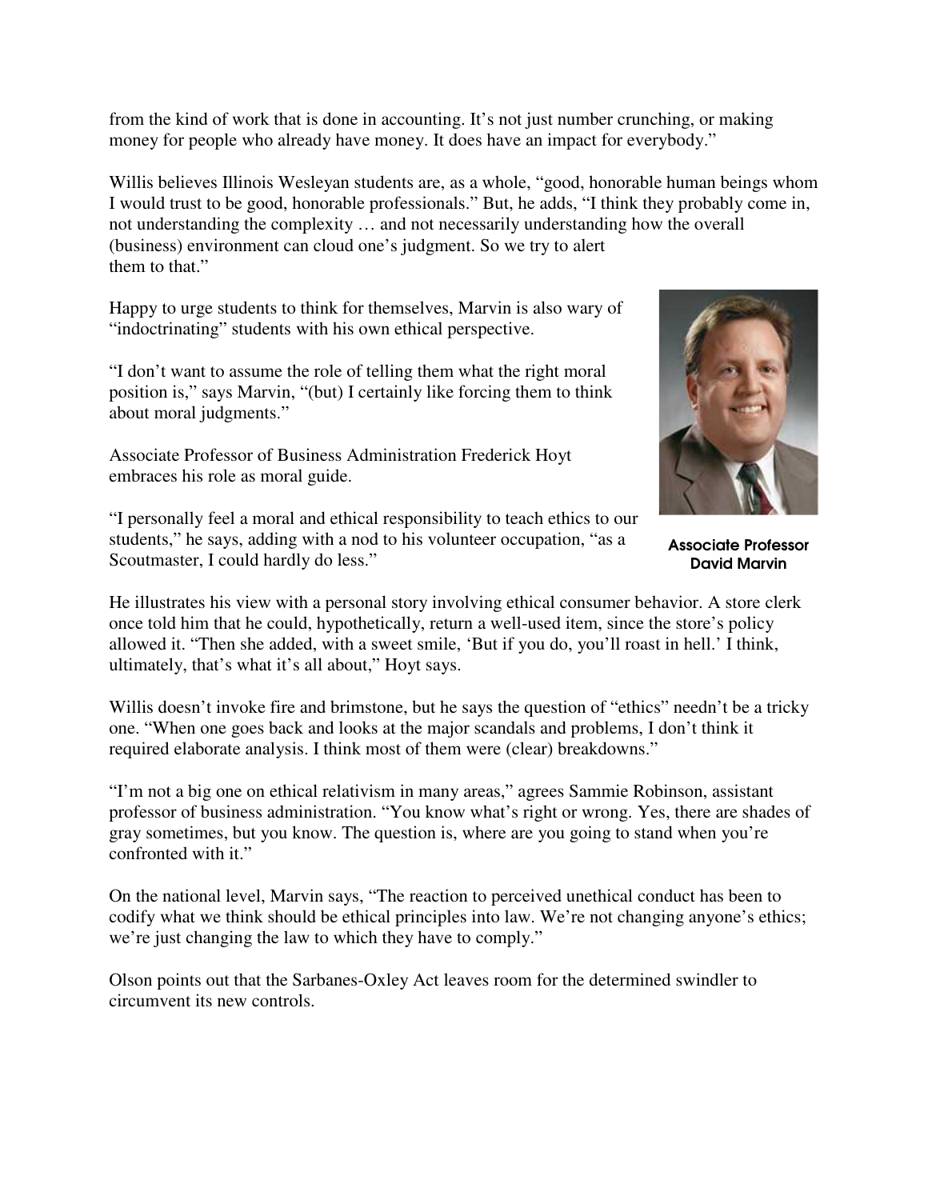from the kind of work that is done in accounting. It's not just number crunching, or making money for people who already have money. It does have an impact for everybody."

Willis believes Illinois Wesleyan students are, as a whole, "good, honorable human beings whom I would trust to be good, honorable professionals." But, he adds, "I think they probably come in, not understanding the complexity … and not necessarily understanding how the overall (business) environment can cloud one's judgment. So we try to alert them to that."

Happy to urge students to think for themselves, Marvin is also wary of "indoctrinating" students with his own ethical perspective.

"I don't want to assume the role of telling them what the right moral position is," says Marvin, "(but) I certainly like forcing them to think about moral judgments."

Associate Professor David Marvin

Associate Professor of Business Administration Frederick Hoyt embraces his role as moral guide.

"I personally feel a moral and ethical responsibility to teach ethics to our students," he says, adding with a nod to his volunteer occupation, "as a Scoutmaster, I could hardly do less."

He illustrates his view with a personal story involving ethical consumer behavior. A store clerk once told him that he could, hypothetically, return a well-used item, since the store's policy allowed it. "Then she added, with a sweet smile, 'But if you do, you'll roast in hell.' I think, ultimately, that's what it's all about," Hoyt says.

Willis doesn't invoke fire and brimstone, but he says the question of "ethics" needn't be a tricky one. "When one goes back and looks at the major scandals and problems, I don't think it required elaborate analysis. I think most of them were (clear) breakdowns."

"I'm not a big one on ethical relativism in many areas," agrees Sammie Robinson, assistant professor of business administration. "You know what's right or wrong. Yes, there are shades of gray sometimes, but you know. The question is, where are you going to stand when you're confronted with it."

On the national level, Marvin says, "The reaction to perceived unethical conduct has been to codify what we think should be ethical principles into law. We're not changing anyone's ethics; we're just changing the law to which they have to comply."

Olson points out that the Sarbanes-Oxley Act leaves room for the determined swindler to circumvent its new controls.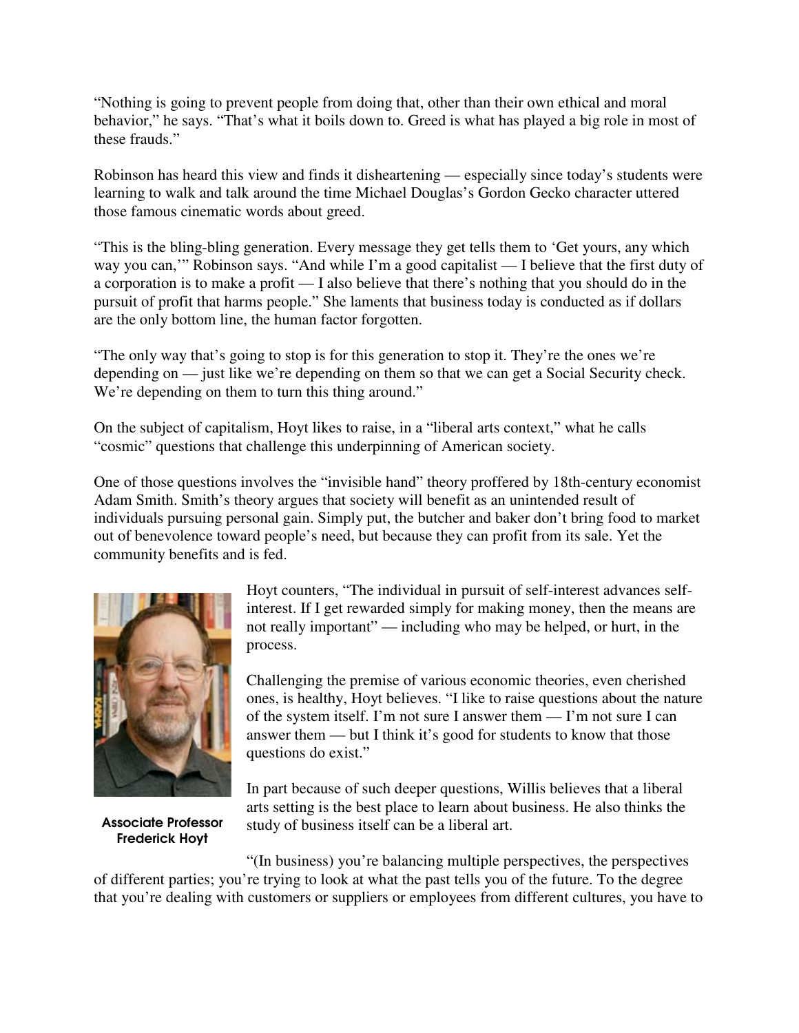"Nothing is going to prevent people from doing that, other than their own ethical and moral behavior," he says. "That's what it boils down to. Greed is what has played a big role in most of these frauds."

Robinson has heard this view and finds it disheartening — especially since today's students were learning to walk and talk around the time Michael Douglas's Gordon Gecko character uttered those famous cinematic words about greed.

"This is the bling-bling generation. Every message they get tells them to 'Get yours, any which way you can,'" Robinson says. "And while I'm a good capitalist — I believe that the first duty of a corporation is to make a profit — I also believe that there's nothing that you should do in the pursuit of profit that harms people." She laments that business today is conducted as if dollars are the only bottom line, the human factor forgotten.

"The only way that's going to stop is for this generation to stop it. They're the ones we're depending on — just like we're depending on them so that we can get a Social Security check. We're depending on them to turn this thing around."

On the subject of capitalism, Hoyt likes to raise, in a "liberal arts context," what he calls "cosmic" questions that challenge this underpinning of American society.

One of those questions involves the "invisible hand" theory proffered by 18th-century economist Adam Smith. Smith's theory argues that society will benefit as an unintended result of individuals pursuing personal gain. Simply put, the butcher and baker don't bring food to market out of benevolence toward people's need, but because they can profit from its sale. Yet the community benefits and is fed.

Associate Professor Frederick Hoyt

Hoyt counters, "The individual in pursuit of self-interest advances self-interest. If I get rewarded simply for making money, then the means are not really important" — including who may be helped, or hurt, in the process.

Challenging the premise of various economic theories, even cherished ones, is healthy, Hoyt believes. "I like to raise questions about the nature of the system itself. I'm not sure I answer them — I'm not sure I can answer them — but I think it's good for students to know that those questions do exist."

In part because of such deeper questions, Willis believes that a liberal arts setting is the best place to learn about business. He also thinks the study of business itself can be a liberal art.

"(In business) you're balancing multiple perspectives, the perspectives of different parties; you're trying to look at what the past tells you of the future. To the degree that you're dealing with customers or suppliers or employees from different cultures, you have to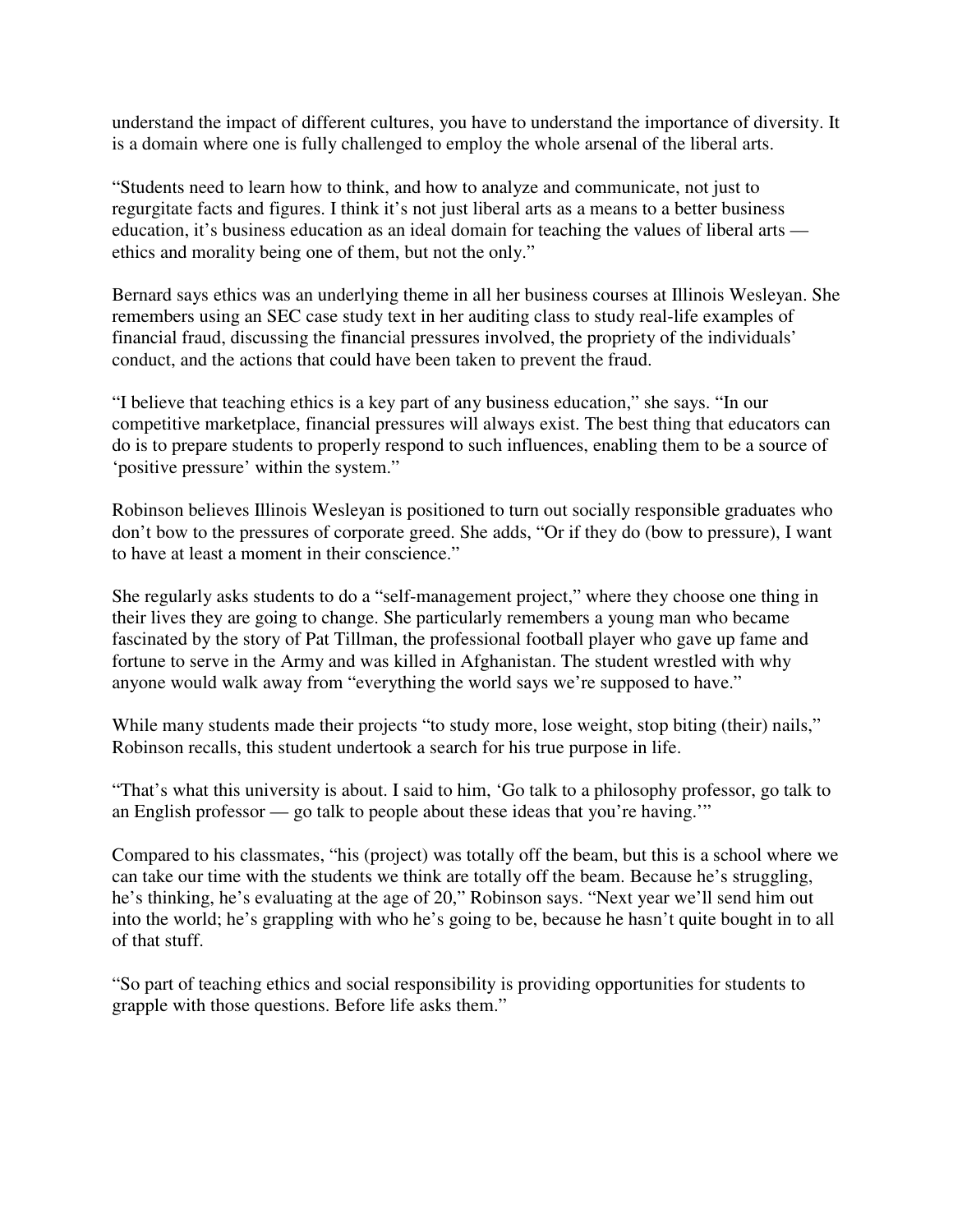understand the impact of different cultures, you have to understand the importance of diversity. It is a domain where one is fully challenged to employ the whole arsenal of the liberal arts.

"Students need to learn how to think, and how to analyze and communicate, not just to regurgitate facts and figures. I think it's not just liberal arts as a means to a better business education, it's business education as an ideal domain for teaching the values of liberal arts — ethics and morality being one of them, but not the only."

Bernard says ethics was an underlying theme in all her business courses at Illinois Wesleyan. She remembers using an SEC case study text in her auditing class to study real-life examples of financial fraud, discussing the financial pressures involved, the propriety of the individuals' conduct, and the actions that could have been taken to prevent the fraud.

"I believe that teaching ethics is a key part of any business education," she says. "In our competitive marketplace, financial pressures will always exist. The best thing that educators can do is to prepare students to properly respond to such influences, enabling them to be a source of 'positive pressure' within the system."

Robinson believes Illinois Wesleyan is positioned to turn out socially responsible graduates who don't bow to the pressures of corporate greed. She adds, "Or if they do (bow to pressure), I want to have at least a moment in their conscience."

She regularly asks students to do a "self-management project," where they choose one thing in their lives they are going to change. She particularly remembers a young man who became fascinated by the story of Pat Tillman, the professional football player who gave up fame and fortune to serve in the Army and was killed in Afghanistan. The student wrestled with why anyone would walk away from "everything the world says we're supposed to have."

While many students made their projects "to study more, lose weight, stop biting (their) nails," Robinson recalls, this student undertook a search for his true purpose in life.

"That's what this university is about. I said to him, 'Go talk to a philosophy professor, go talk to an English professor — go talk to people about these ideas that you're having.'"

Compared to his classmates, "his (project) was totally off the beam, but this is a school where we can take our time with the students we think are totally off the beam. Because he's struggling, he's thinking, he's evaluating at the age of 20," Robinson says. "Next year we'll send him out into the world; he's grappling with who he's going to be, because he hasn't quite bought in to all of that stuff.

"So part of teaching ethics and social responsibility is providing opportunities for students to grapple with those questions. Before life asks them."